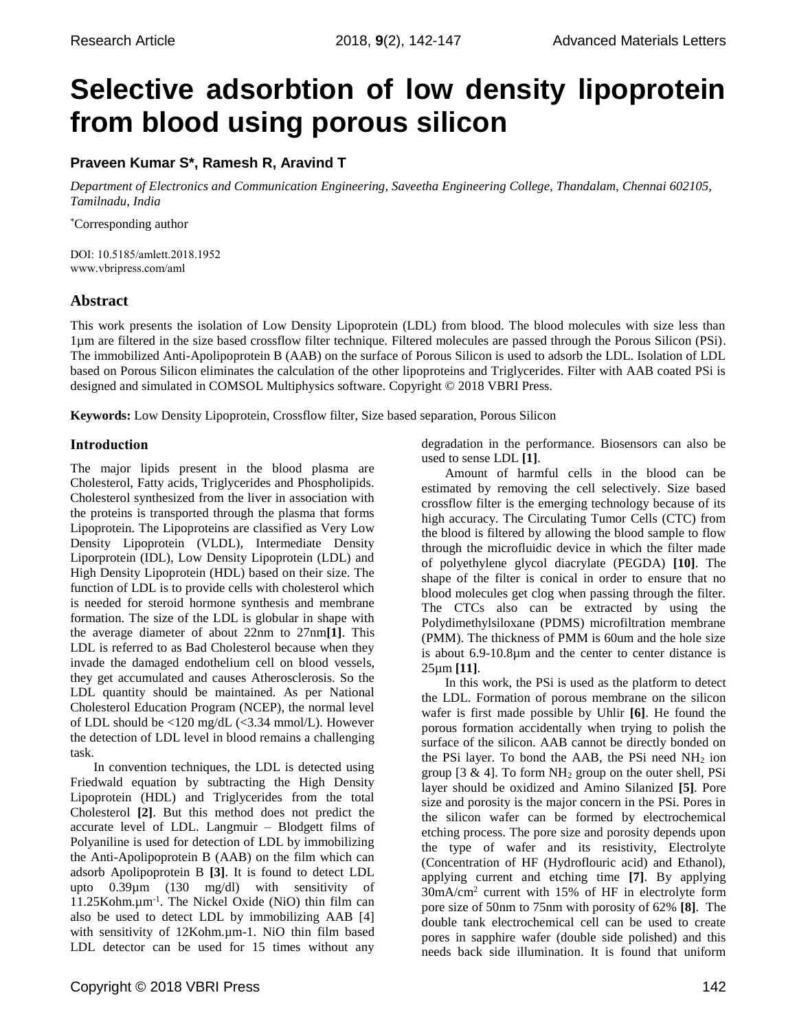# Selective adsorbtion of low density lipoprotein from blood using porous silicon

**Praveen Kumar S*, Ramesh R, Aravind T**

*Department of Electronics and Communication Engineering, Saveetha Engineering College, Thandalam, Chennai 602105, Tamilnadu, India*

*Corresponding author

DOI: 10.5185/amlett.2018.1952
www.vbripress.com/aml

## Abstract

This work presents the isolation of Low Density Lipoprotein (LDL) from blood. The blood molecules with size less than 1µm are filtered in the size based crossflow filter technique. Filtered molecules are passed through the Porous Silicon (PSi). The immobilized Anti-Apolipoprotein B (AAB) on the surface of Porous Silicon is used to adsorb the LDL. Isolation of LDL based on Porous Silicon eliminates the calculation of the other lipoproteins and Triglycerides. Filter with AAB coated PSi is designed and simulated in COMSOL Multiphysics software. Copyright © 2018 VBRI Press.

**Keywords:** Low Density Lipoprotein, Crossflow filter, Size based separation, Porous Silicon

## Introduction

The major lipids present in the blood plasma are Cholesterol, Fatty acids, Triglycerides and Phospholipids. Cholesterol synthesized from the liver in association with the proteins is transported through the plasma that forms Lipoprotein. The Lipoproteins are classified as Very Low Density Lipoprotein (VLDL), Intermediate Density Liporprotein (IDL), Low Density Lipoprotein (LDL) and High Density Lipoprotein (HDL) based on their size. The function of LDL is to provide cells with cholesterol which is needed for steroid hormone synthesis and membrane formation. The size of the LDL is globular in shape with the average diameter of about 22nm to 27nm **[1]**. This LDL is referred to as Bad Cholesterol because when they invade the damaged endothelium cell on blood vessels, they get accumulated and causes Atherosclerosis. So the LDL quantity should be maintained. As per National Cholesterol Education Program (NCEP), the normal level of LDL should be <120 mg/dL (<3.34 mmol/L). However the detection of LDL level in blood remains a challenging task.

In convention techniques, the LDL is detected using Friedwald equation by subtracting the High Density Lipoprotein (HDL) and Triglycerides from the total Cholesterol **[2]**. But this method does not predict the accurate level of LDL. Langmuir – Blodgett films of Polyaniline is used for detection of LDL by immobilizing the Anti-Apolipoprotein B (AAB) on the film which can adsorb Apolipoprotein B **[3]**. It is found to detect LDL upto 0.39µm (130 mg/dl) with sensitivity of 11.25Kohm.µm$^{-1}$. The Nickel Oxide (NiO) thin film can also be used to detect LDL by immobilizing AAB [4] with sensitivity of 12Kohm.µm-1. NiO thin film based LDL detector can be used for 15 times without any degradation in the performance. Biosensors can also be used to sense LDL **[1]**.

Amount of harmful cells in the blood can be estimated by removing the cell selectively. Size based crossflow filter is the emerging technology because of its high accuracy. The Circulating Tumor Cells (CTC) from the blood is filtered by allowing the blood sample to flow through the microfluidic device in which the filter made of polyethylene glycol diacrylate (PEGDA) **[10]**. The shape of the filter is conical in order to ensure that no blood molecules get clog when passing through the filter. The CTCs also can be extracted by using the Polydimethylsiloxane (PDMS) microfiltration membrane (PMM). The thickness of PMM is 60um and the hole size is about 6.9-10.8µm and the center to center distance is 25µm **[11]**.

In this work, the PSi is used as the platform to detect the LDL. Formation of porous membrane on the silicon wafer is first made possible by Uhlir **[6]**. He found the porous formation accidentally when trying to polish the surface of the silicon. AAB cannot be directly bonded on the PSi layer. To bond the AAB, the PSi need $NH_2$ ion group [3 & 4]. To form $NH_2$ group on the outer shell, PSi layer should be oxidized and Amino Silanized **[5]**. Pore size and porosity is the major concern in the PSi. Pores in the silicon wafer can be formed by electrochemical etching process. The pore size and porosity depends upon the type of wafer and its resistivity, Electrolyte (Concentration of HF (Hydroflouric acid) and Ethanol), applying current and etching time **[7]**. By applying 30mA/cm$^2$ current with 15% of HF in electrolyte form pore size of 50nm to 75nm with porosity of 62% **[8]**. The double tank electrochemical cell can be used to create pores in sapphire wafer (double side polished) and this needs back side illumination. It is found that uniform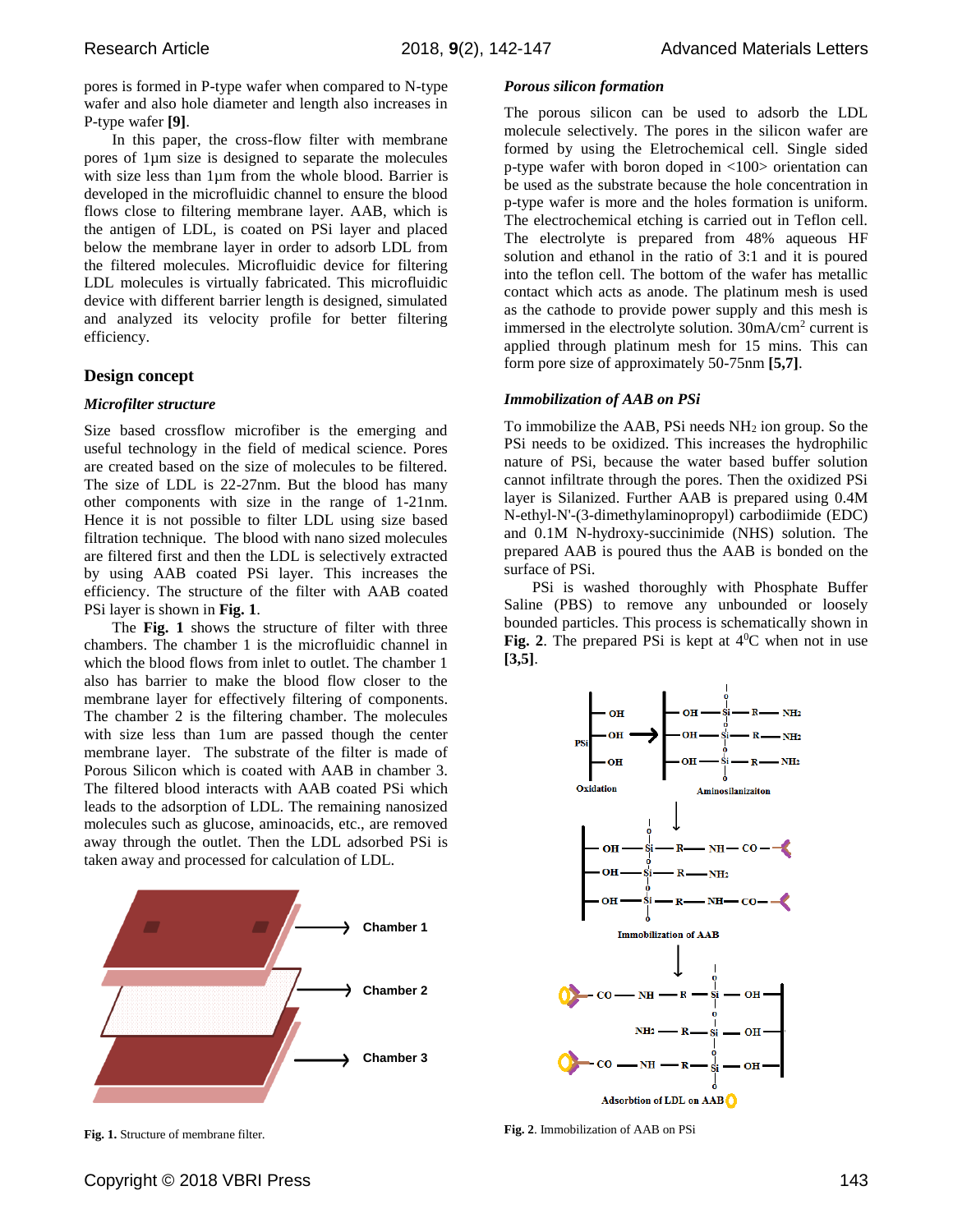pores is formed in P-type wafer when compared to N-type wafer and also hole diameter and length also increases in P-type wafer **[9]**.

In this paper, the cross-flow filter with membrane pores of 1µm size is designed to separate the molecules with size less than 1µm from the whole blood. Barrier is developed in the microfluidic channel to ensure the blood flows close to filtering membrane layer. AAB, which is the antigen of LDL, is coated on PSi layer and placed below the membrane layer in order to adsorb LDL from the filtered molecules. Microfluidic device for filtering LDL molecules is virtually fabricated. This microfluidic device with different barrier length is designed, simulated and analyzed its velocity profile for better filtering efficiency.

## Design concept

### *Microfilter structure*

Size based crossflow microfiber is the emerging and useful technology in the field of medical science. Pores are created based on the size of molecules to be filtered. The size of LDL is 22-27nm. But the blood has many other components with size in the range of 1-21nm. Hence it is not possible to filter LDL using size based filtration technique. The blood with nano sized molecules are filtered first and then the LDL is selectively extracted by using AAB coated PSi layer. This increases the efficiency. The structure of the filter with AAB coated PSi layer is shown in **Fig. 1**.

The **Fig. 1** shows the structure of filter with three chambers. The chamber 1 is the microfluidic channel in which the blood flows from inlet to outlet. The chamber 1 also has barrier to make the blood flow closer to the membrane layer for effectively filtering of components. The chamber 2 is the filtering chamber. The molecules with size less than 1um are passed though the center membrane layer. The substrate of the filter is made of Porous Silicon which is coated with AAB in chamber 3. The filtered blood interacts with AAB coated PSi which leads to the adsorption of LDL. The remaining nanosized molecules such as glucose, aminoacids, etc., are removed away through the outlet. Then the LDL adsorbed PSi is taken away and processed for calculation of LDL.

Chamber 1

Chamber 2

Chamber 3

**Fig. 1.** Structure of membrane filter.

### *Porous silicon formation*

The porous silicon can be used to adsorb the LDL molecule selectively. The pores in the silicon wafer are formed by using the Eletrochemical cell. Single sided p-type wafer with boron doped in <100> orientation can be used as the substrate because the hole concentration in p-type wafer is more and the holes formation is uniform. The electrochemical etching is carried out in Teflon cell. The electrolyte is prepared from 48% aqueous HF solution and ethanol in the ratio of 3:1 and it is poured into the teflon cell. The bottom of the wafer has metallic contact which acts as anode. The platinum mesh is used as the cathode to provide power supply and this mesh is immersed in the electrolyte solution. 30mA/cm$^2$ current is applied through platinum mesh for 15 mins. This can form pore size of approximately 50-75nm **[5,7]**.

### *Immobilization of AAB on PSi*

To immobilize the AAB, PSi needs $NH_2$ ion group. So the PSi needs to be oxidized. This increases the hydrophilic nature of PSi, because the water based buffer solution cannot infiltrate through the pores. Then the oxidized PSi layer is Silanized. Further AAB is prepared using 0.4M N-ethyl-N'-(3-dimethylaminopropyl) carbodiimide (EDC) and 0.1M N-hydroxy-succinimide (NHS) solution. The prepared AAB is poured thus the AAB is bonded on the surface of PSi.

PSi is washed thoroughly with Phosphate Buffer Saline (PBS) to remove any unbounded or loosely bounded particles. This process is schematically shown in **Fig. 2**. The prepared PSi is kept at 4$^0$C when not in use **[3,5]**.

PSi — Oxidation — Aminosilanizaiton — Immobilization of AAB — Adsorbtion of LDL on AAB

**Fig. 2**. Immobilization of AAB on PSi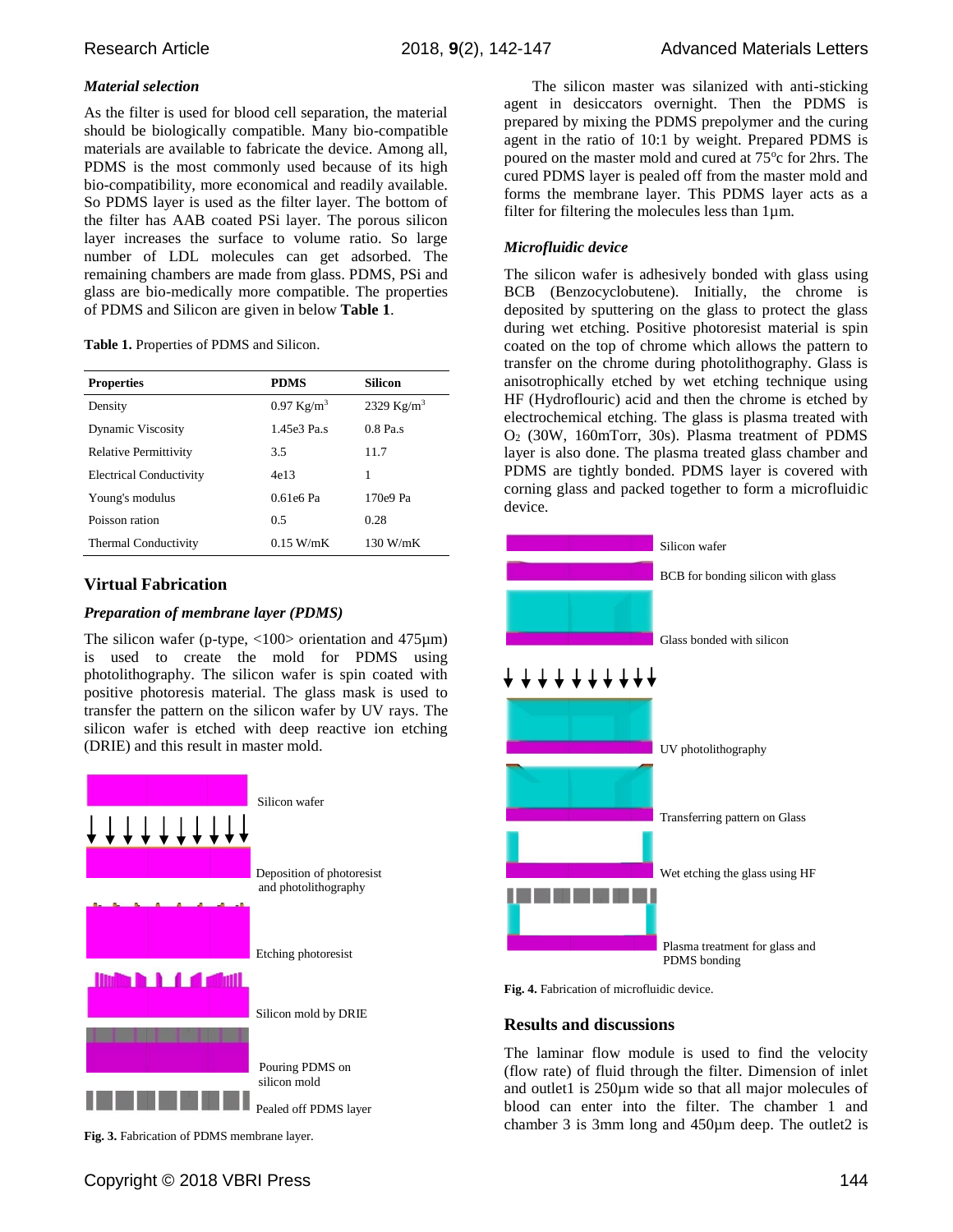### *Material selection*

As the filter is used for blood cell separation, the material should be biologically compatible. Many bio-compatible materials are available to fabricate the device. Among all, PDMS is the most commonly used because of its high bio-compatibility, more economical and readily available. So PDMS layer is used as the filter layer. The bottom of the filter has AAB coated PSi layer. The porous silicon layer increases the surface to volume ratio. So large number of LDL molecules can get adsorbed. The remaining chambers are made from glass. PDMS, PSi and glass are bio-medically more compatible. The properties of PDMS and Silicon are given in below **Table 1**.

**Table 1.** Properties of PDMS and Silicon.

| Properties | PDMS | Silicon |
|---|---|---|
| Density | 0.97 $Kg/m^3$ | 2329 $Kg/m^3$ |
| Dynamic Viscosity | 1.45e3 Pa.s | 0.8 Pa.s |
| Relative Permittivity | 3.5 | 11.7 |
| Electrical Conductivity | 4e13 | 1 |
| Young's modulus | 0.61e6 Pa | 170e9 Pa |
| Poisson ration | 0.5 | 0.28 |
| Thermal Conductivity | 0.15 W/mK | 130 W/mK |

## Virtual Fabrication

### *Preparation of membrane layer (PDMS)*

The silicon wafer (p-type, <100> orientation and 475µm) is used to create the mold for PDMS using photolithography. The silicon wafer is spin coated with positive photoresis material. The glass mask is used to transfer the pattern on the silicon wafer by UV rays. The silicon wafer is etched with deep reactive ion etching (DRIE) and this result in master mold.

Silicon wafer

Deposition of photoresist and photolithography

Etching photoresist

Silicon mold by DRIE

Pouring PDMS on silicon mold

Pealed off PDMS layer

**Fig. 3.** Fabrication of PDMS membrane layer.

The silicon master was silanized with anti-sticking agent in desiccators overnight. Then the PDMS is prepared by mixing the PDMS prepolymer and the curing agent in the ratio of 10:1 by weight. Prepared PDMS is poured on the master mold and cured at 75°c for 2hrs. The cured PDMS layer is pealed off from the master mold and forms the membrane layer. This PDMS layer acts as a filter for filtering the molecules less than 1µm.

### *Microfluidic device*

The silicon wafer is adhesively bonded with glass using BCB (Benzocyclobutene). Initially, the chrome is deposited by sputtering on the glass to protect the glass during wet etching. Positive photoresist material is spin coated on the top of chrome which allows the pattern to transfer on the chrome during photolithography. Glass is anisotrophically etched by wet etching technique using HF (Hydroflouric) acid and then the chrome is etched by electrochemical etching. The glass is plasma treated with $O_2$ (30W, 160mTorr, 30s). Plasma treatment of PDMS layer is also done. The plasma treated glass chamber and PDMS are tightly bonded. PDMS layer is covered with corning glass and packed together to form a microfluidic device.

Silicon wafer

BCB for bonding silicon with glass

Glass bonded with silicon

UV photolithography

Transferring pattern on Glass

Wet etching the glass using HF

Plasma treatment for glass and PDMS bonding

**Fig. 4.** Fabrication of microfluidic device.

## Results and discussions

The laminar flow module is used to find the velocity (flow rate) of fluid through the filter. Dimension of inlet and outlet1 is 250µm wide so that all major molecules of blood can enter into the filter. The chamber 1 and chamber 3 is 3mm long and 450µm deep. The outlet2 is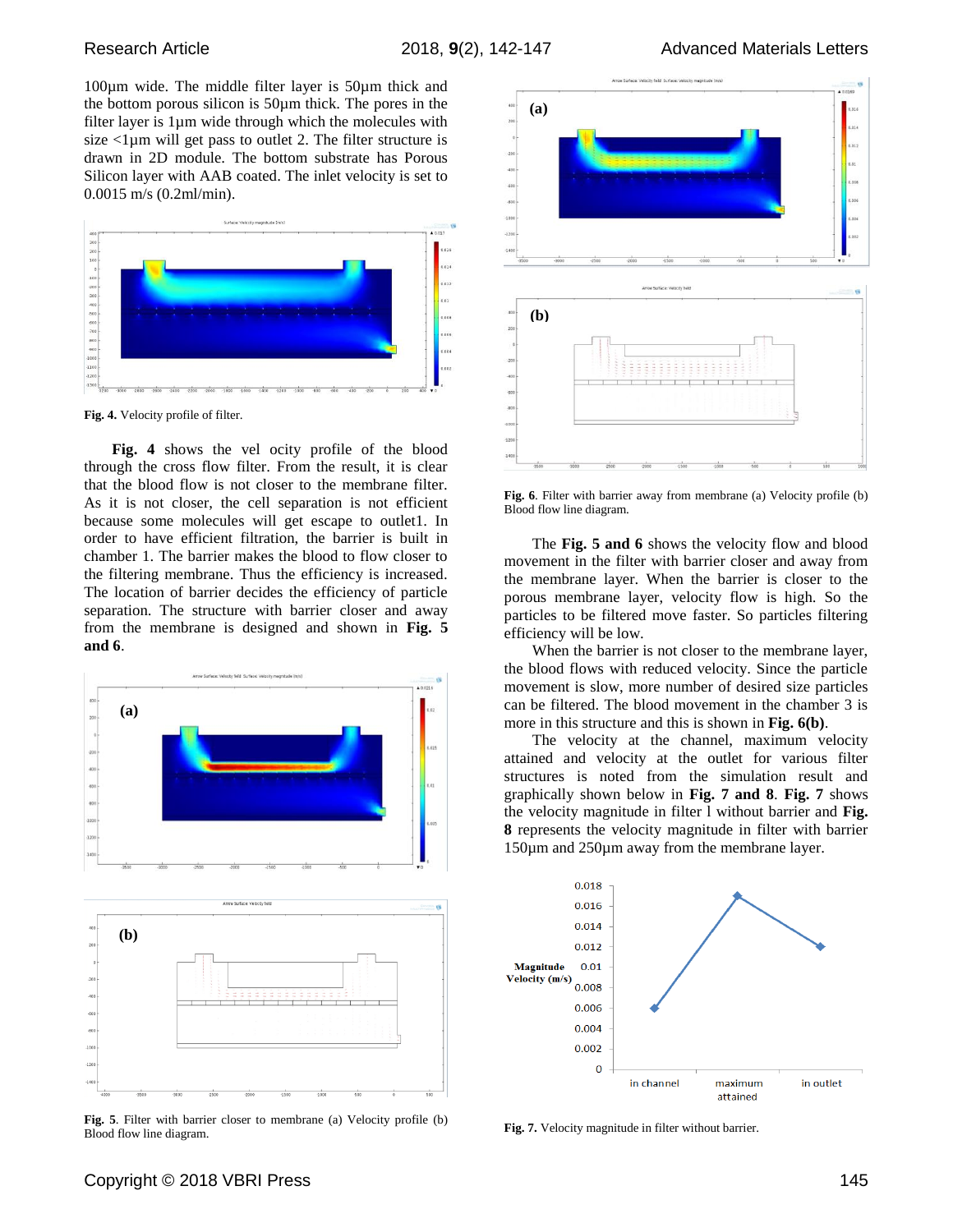100µm wide. The middle filter layer is 50µm thick and the bottom porous silicon is 50µm thick. The pores in the filter layer is 1µm wide through which the molecules with size <1µm will get pass to outlet 2. The filter structure is drawn in 2D module. The bottom substrate has Porous Silicon layer with AAB coated. The inlet velocity is set to 0.0015 m/s (0.2ml/min).

**Fig. 4.** Velocity profile of filter.

**Fig. 4** shows the vel ocity profile of the blood through the cross flow filter. From the result, it is clear that the blood flow is not closer to the membrane filter. As it is not closer, the cell separation is not efficient because some molecules will get escape to outlet1. In order to have efficient filtration, the barrier is built in chamber 1. The barrier makes the blood to flow closer to the filtering membrane. Thus the efficiency is increased. The location of barrier decides the efficiency of particle separation. The structure with barrier closer and away from the membrane is designed and shown in **Fig. 5 and 6**.

**Fig. 5**. Filter with barrier closer to membrane (a) Velocity profile (b) Blood flow line diagram.

**Fig. 6**. Filter with barrier away from membrane (a) Velocity profile (b) Blood flow line diagram.

The **Fig. 5 and 6** shows the velocity flow and blood movement in the filter with barrier closer and away from the membrane layer. When the barrier is closer to the porous membrane layer, velocity flow is high. So the particles to be filtered move faster. So particles filtering efficiency will be low.

When the barrier is not closer to the membrane layer, the blood flows with reduced velocity. Since the particle movement is slow, more number of desired size particles can be filtered. The blood movement in the chamber 3 is more in this structure and this is shown in **Fig. 6(b)**.

The velocity at the channel, maximum velocity attained and velocity at the outlet for various filter structures is noted from the simulation result and graphically shown below in **Fig. 7 and 8**. **Fig. 7** shows the velocity magnitude in filter l without barrier and **Fig. 8** represents the velocity magnitude in filter with barrier 150µm and 250µm away from the membrane layer.

**Fig. 7.** Velocity magnitude in filter without barrier.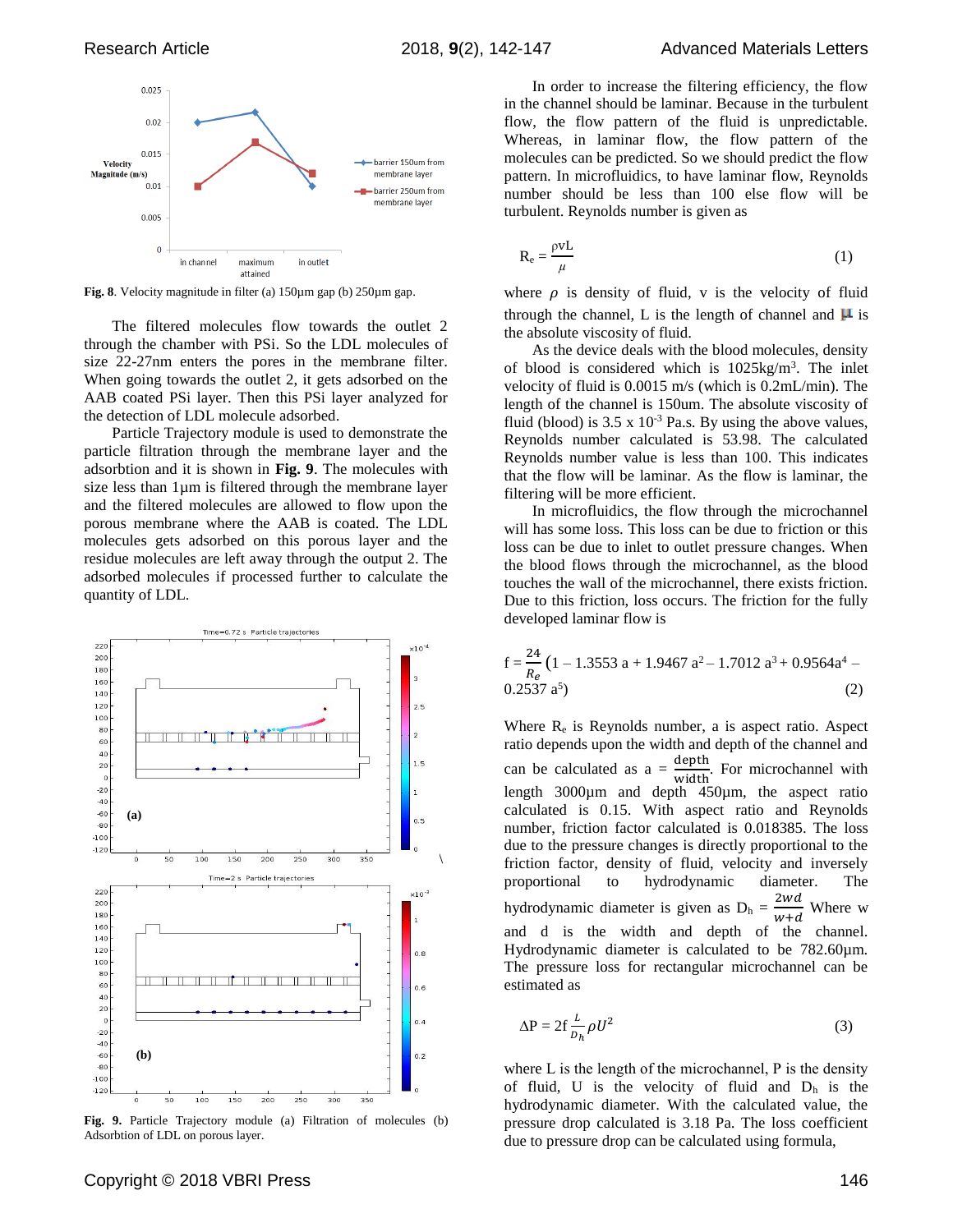Fig. 8. Velocity magnitude in filter (a) 150µm gap (b) 250µm gap.

The filtered molecules flow towards the outlet 2 through the chamber with PSi. So the LDL molecules of size 22-27nm enters the pores in the membrane filter. When going towards the outlet 2, it gets adsorbed on the AAB coated PSi layer. Then this PSi layer analyzed for the detection of LDL molecule adsorbed.

Particle Trajectory module is used to demonstrate the particle filtration through the membrane layer and the adsorbtion and it is shown in **Fig. 9**. The molecules with size less than 1µm is filtered through the membrane layer and the filtered molecules are allowed to flow upon the porous membrane where the AAB is coated. The LDL molecules gets adsorbed on this porous layer and the residue molecules are left away through the output 2. The adsorbed molecules if processed further to calculate the quantity of LDL.

**Fig. 9.** Particle Trajectory module (a) Filtration of molecules (b) Adsorbtion of LDL on porous layer.

In order to increase the filtering efficiency, the flow in the channel should be laminar. Because in the turbulent flow, the flow pattern of the fluid is unpredictable. Whereas, in laminar flow, the flow pattern of the molecules can be predicted. So we should predict the flow pattern. In microfluidics, to have laminar flow, Reynolds number should be less than 100 else flow will be turbulent. Reynolds number is given as

$$R_e = \frac{\rho v L}{\mu} \qquad (1)$$

where $\rho$ is density of fluid, v is the velocity of fluid through the channel, L is the length of channel and $\mu$ is the absolute viscosity of fluid.

As the device deals with the blood molecules, density of blood is considered which is 1025kg/m$^3$. The inlet velocity of fluid is 0.0015 m/s (which is 0.2mL/min). The length of the channel is 150um. The absolute viscosity of fluid (blood) is 3.5 x 10$^{-3}$ Pa.s. By using the above values, Reynolds number calculated is 53.98. The calculated Reynolds number value is less than 100. This indicates that the flow will be laminar. As the flow is laminar, the filtering will be more efficient.

In microfluidics, the flow through the microchannel will has some loss. This loss can be due to friction or this loss can be due to inlet to outlet pressure changes. When the blood flows through the microchannel, as the blood touches the wall of the microchannel, there exists friction. Due to this friction, loss occurs. The friction for the fully developed laminar flow is

$$f = \frac{24}{R_e}\left(1 - 1.3553\,a + 1.9467\,a^2 - 1.7012\,a^3 + 0.9564a^4 - 0.2537\,a^5\right) \qquad (2)$$

Where $R_e$ is Reynolds number, a is aspect ratio. Aspect ratio depends upon the width and depth of the channel and can be calculated as $a = \frac{\text{depth}}{\text{width}}$. For microchannel with length 3000µm and depth 450µm, the aspect ratio calculated is 0.15. With aspect ratio and Reynolds number, friction factor calculated is 0.018385. The loss due to the pressure changes is directly proportional to the friction factor, density of fluid, velocity and inversely proportional to hydrodynamic diameter. The hydrodynamic diameter is given as $D_h = \frac{2wd}{w+d}$. Where w and d is the width and depth of the channel. Hydrodynamic diameter is calculated to be 782.60µm. The pressure loss for rectangular microchannel can be estimated as

$$\Delta P = 2f\,\frac{L}{D_h}\,\rho U^2 \qquad (3)$$

where L is the length of the microchannel, P is the density of fluid, U is the velocity of fluid and $D_h$ is the hydrodynamic diameter. With the calculated value, the pressure drop calculated is 3.18 Pa. The loss coefficient due to pressure drop can be calculated using formula,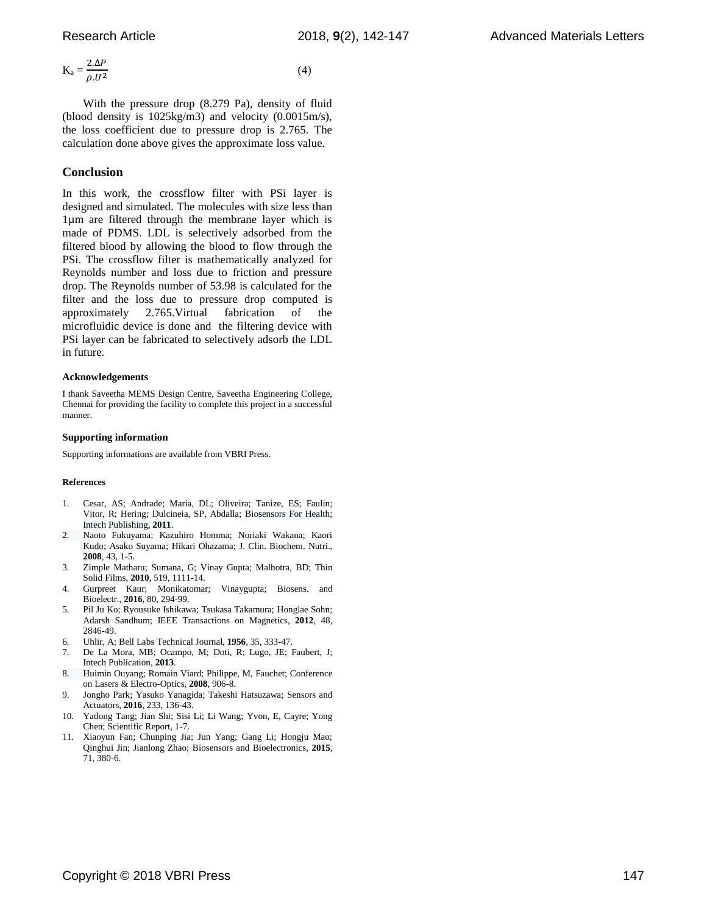$$K_a = \frac{2.\Delta P}{\rho . U^2} \quad (4)$$

With the pressure drop (8.279 Pa), density of fluid (blood density is 1025kg/m3) and velocity (0.0015m/s), the loss coefficient due to pressure drop is 2.765. The calculation done above gives the approximate loss value.

## Conclusion

In this work, the crossflow filter with PSi layer is designed and simulated. The molecules with size less than 1µm are filtered through the membrane layer which is made of PDMS. LDL is selectively adsorbed from the filtered blood by allowing the blood to flow through the PSi. The crossflow filter is mathematically analyzed for Reynolds number and loss due to friction and pressure drop. The Reynolds number of 53.98 is calculated for the filter and the loss due to pressure drop computed is approximately 2.765.Virtual fabrication of the microfluidic device is done and the filtering device with PSi layer can be fabricated to selectively adsorb the LDL in future.

### Acknowledgements

I thank Saveetha MEMS Design Centre, Saveetha Engineering College, Chennai for providing the facility to complete this project in a successful manner.

### Supporting information

Supporting informations are available from VBRI Press.

### References

1. Cesar, AS; Andrade; Maria, DL; Oliveira; Tanize, ES; Faulin; Vitor, R; Hering; Dulcineia, SP, Abdalla; Biosensors For Health; Intech Publishing, **2011**.
2. Naoto Fukuyama; Kazuhiro Homma; Noriaki Wakana; Kaori Kudo; Asako Suyama; Hikari Ohazama; J. Clin. Biochem. Nutri., **2008**, 43, 1-5.
3. Zimple Matharu; Sumana, G; Vinay Gupta; Malhotra, BD; Thin Solid Films, **2010**, 519, 1111-14.
4. Gurpreet Kaur; Monikatomar; Vinaygupta; Biosens. and Bioelectr., **2016**, 80, 294-99.
5. Pil Ju Ko; Ryousuke Ishikawa; Tsukasa Takamura; Honglae Sohn; Adarsh Sandhum; IEEE Transactions on Magnetics, **2012**, 48, 2846-49.
6. Uhlir, A; Bell Labs Technical Journal, **1956**, 35, 333-47.
7. De La Mora, MB; Ocampo, M; Doti, R; Lugo, JE; Faubert, J; Intech Publication, **2013**.
8. Huimin Ouyang; Romain Viard; Philippe, M, Fauchet; Conference on Lasers & Electro-Optics, **2008**, 906-8.
9. Jongho Park; Yasuko Yanagida; Takeshi Hatsuzawa; Sensors and Actuators, **2016**, 233, 136-43.
10. Yadong Tang; Jian Shi; Sisi Li; Li Wang; Yvon, E, Cayre; Yong Chen; Scientific Report, 1-7.
11. Xiaoyun Fan; Chunping Jia; Jun Yang; Gang Li; Hongju Mao; Qinghui Jin; Jianlong Zhao; Biosensors and Bioelectronics, **2015**, 71, 380-6.